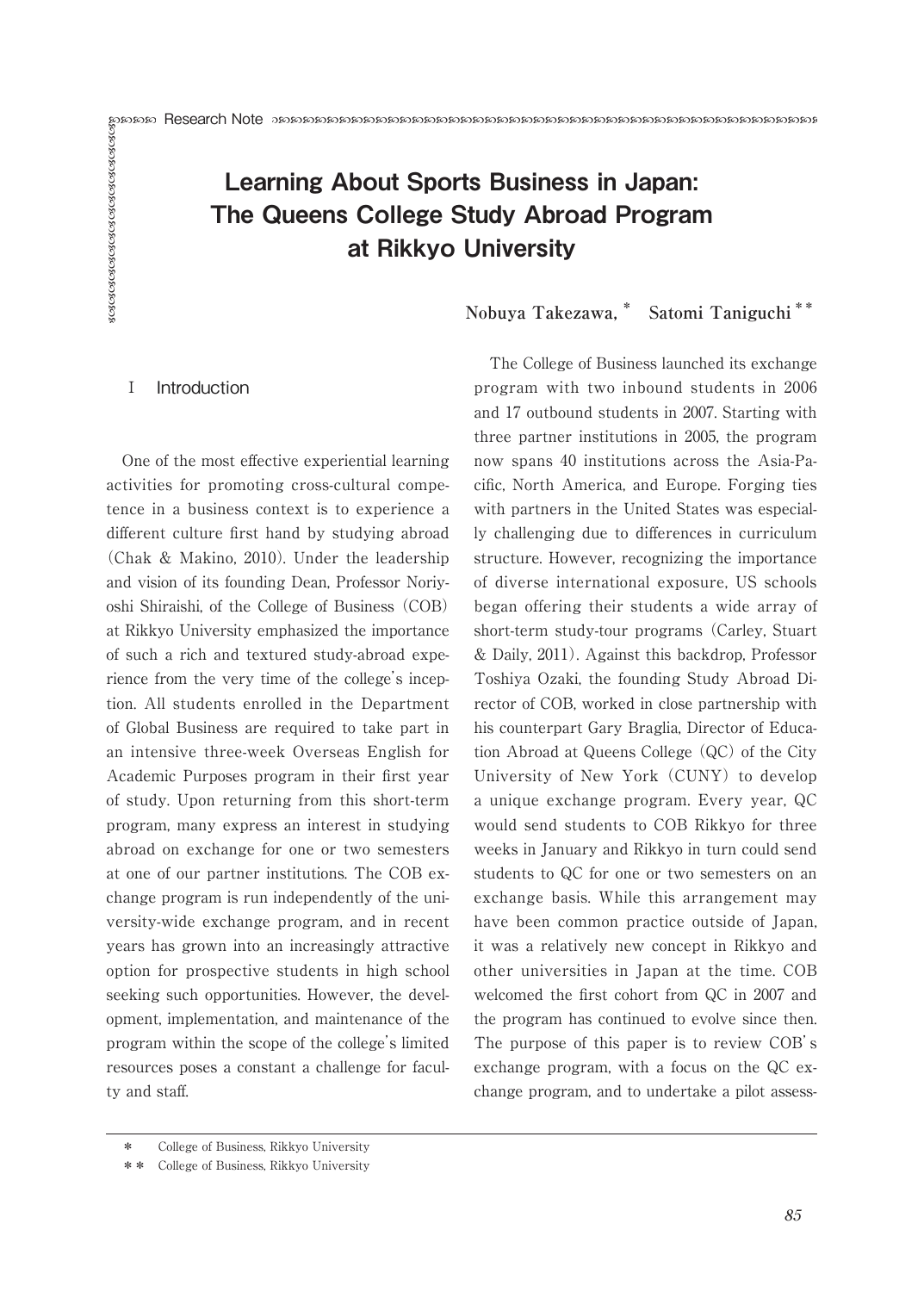Research Note

# Learning About Sports Business in Japan: The Queens College Study Abroad Program at Rikkyo University

**Nobuya Takezawa,** [*] **Satomi Taniguchi** [**]

## I Introduction

One of the most effective experiential learning activities for promoting cross-cultural competence in a business context is to experience a different culture first hand by studying abroad (Chak & Makino, 2010). Under the leadership and vision of its founding Dean, Professor Noriyoshi Shiraishi, of the College of Business (COB) at Rikkyo University emphasized the importance of such a rich and textured study-abroad experience from the very time of the college's inception. All students enrolled in the Department of Global Business are required to take part in an intensive three-week Overseas English for Academic Purposes program in their first year of study. Upon returning from this short-term program, many express an interest in studying abroad on exchange for one or two semesters at one of our partner institutions. The COB exchange program is run independently of the university-wide exchange program, and in recent years has grown into an increasingly attractive option for prospective students in high school seeking such opportunities. However, the development, implementation, and maintenance of the program within the scope of the college's limited resources poses a constant a challenge for faculty and staff.

The College of Business launched its exchange program with two inbound students in 2006 and 17 outbound students in 2007. Starting with three partner institutions in 2005, the program now spans 40 institutions across the Asia-Pacific, North America, and Europe. Forging ties with partners in the United States was especially challenging due to differences in curriculum structure. However, recognizing the importance of diverse international exposure, US schools began offering their students a wide array of short-term study-tour programs (Carley, Stuart & Daily, 2011). Against this backdrop, Professor Toshiya Ozaki, the founding Study Abroad Director of COB, worked in close partnership with his counterpart Gary Braglia, Director of Education Abroad at Queens College (QC) of the City University of New York (CUNY) to develop a unique exchange program. Every year, QC would send students to COB Rikkyo for three weeks in January and Rikkyo in turn could send students to QC for one or two semesters on an exchange basis. While this arrangement may have been common practice outside of Japan, it was a relatively new concept in Rikkyo and other universities in Japan at the time. COB welcomed the first cohort from QC in 2007 and the program has continued to evolve since then. The purpose of this paper is to review COB's exchange program, with a focus on the QC exchange program, and to undertake a pilot assess-

---

* College of Business, Rikkyo University

** College of Business, Rikkyo University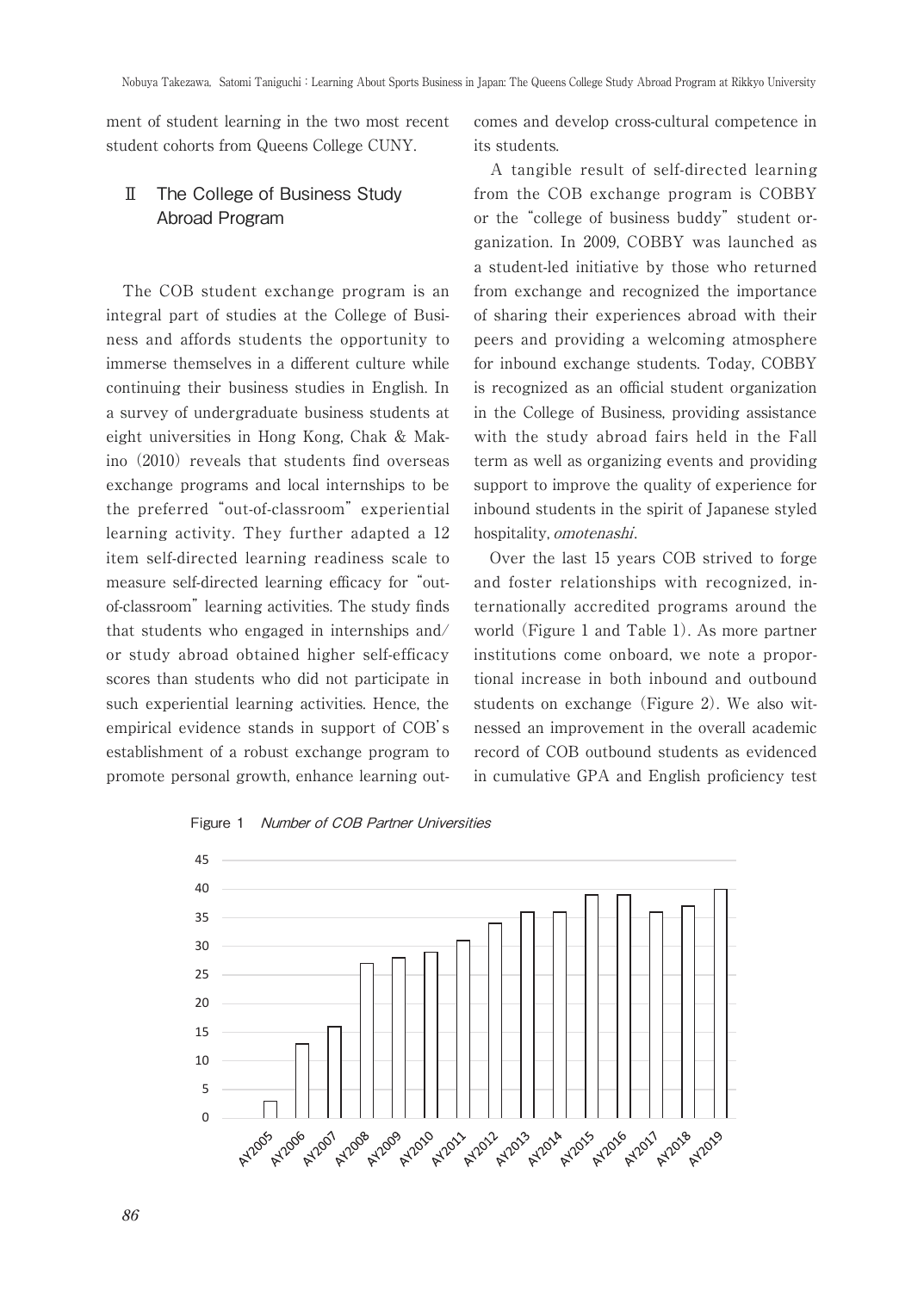ment of student learning in the two most recent student cohorts from Queens College CUNY.

## II The College of Business Study Abroad Program

The COB student exchange program is an integral part of studies at the College of Business and affords students the opportunity to immerse themselves in a different culture while continuing their business studies in English. In a survey of undergraduate business students at eight universities in Hong Kong, Chak & Makino (2010) reveals that students find overseas exchange programs and local internships to be the preferred "out-of-classroom" experiential learning activity. They further adapted a 12 item self-directed learning readiness scale to measure self-directed learning efficacy for "out-of-classroom" learning activities. The study finds that students who engaged in internships and/or study abroad obtained higher self-efficacy scores than students who did not participate in such experiential learning activities. Hence, the empirical evidence stands in support of COB's establishment of a robust exchange program to promote personal growth, enhance learning outcomes and develop cross-cultural competence in its students.

A tangible result of self-directed learning from the COB exchange program is COBBY or the "college of business buddy" student organization. In 2009, COBBY was launched as a student-led initiative by those who returned from exchange and recognized the importance of sharing their experiences abroad with their peers and providing a welcoming atmosphere for inbound exchange students. Today, COBBY is recognized as an official student organization in the College of Business, providing assistance with the study abroad fairs held in the Fall term as well as organizing events and providing support to improve the quality of experience for inbound students in the spirit of Japanese styled hospitality, *omotenashi*.

Over the last 15 years COB strived to forge and foster relationships with recognized, internationally accredited programs around the world (Figure 1 and Table 1). As more partner institutions come onboard, we note a proportional increase in both inbound and outbound students on exchange (Figure 2). We also witnessed an improvement in the overall academic record of COB outbound students as evidenced in cumulative GPA and English proficiency test

Figure 1 *Number of COB Partner Universities*

| Academic Year | Number of Partner Universities |
|---|---|
| AY2005 | 3 |
| AY2006 | 13 |
| AY2007 | 16 |
| AY2008 | 27 |
| AY2009 | 28 |
| AY2010 | 29 |
| AY2011 | 31 |
| AY2012 | 34 |
| AY2013 | 36 |
| AY2014 | 36 |
| AY2015 | 39 |
| AY2016 | 39 |
| AY2017 | 36 |
| AY2018 | 37 |
| AY2019 | 40 |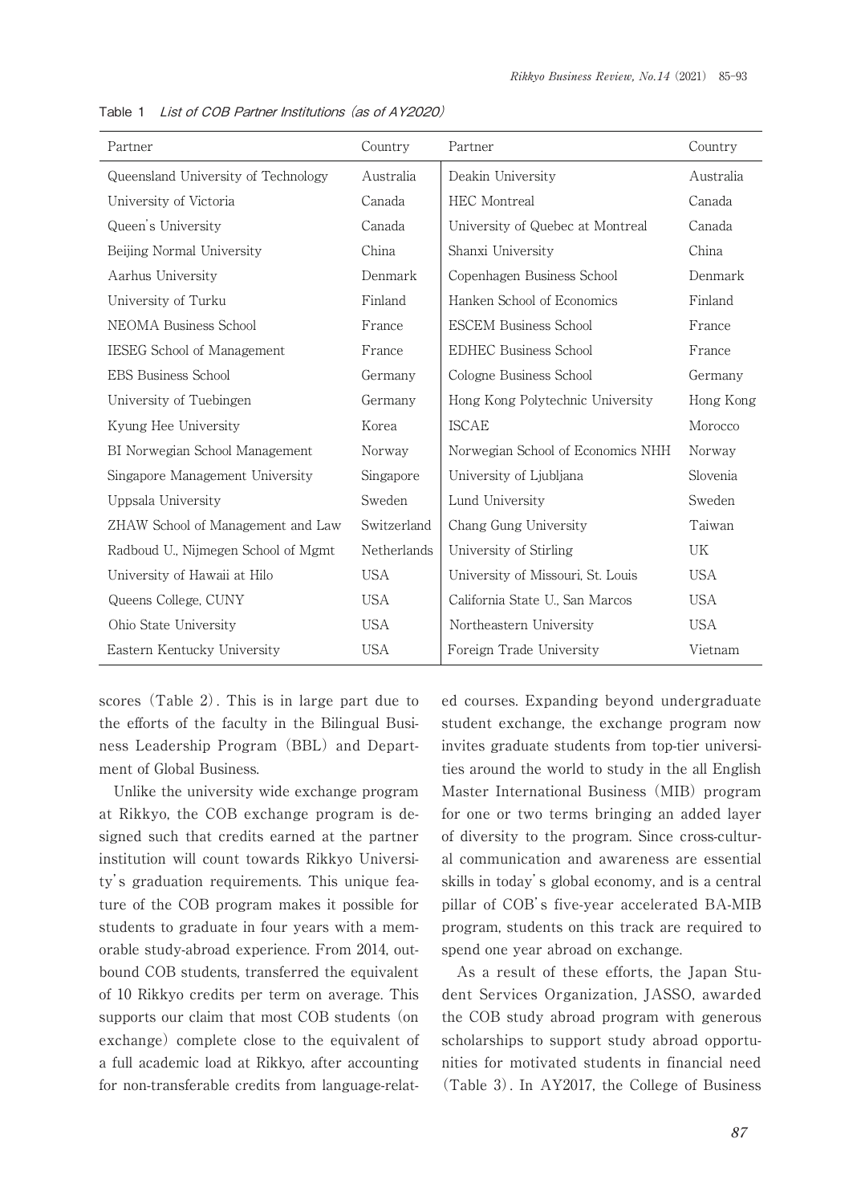Table 1 *List of COB Partner Institutions (as of AY2020)*

| Partner | Country | Partner | Country |
|---|---|---|---|
| Queensland University of Technology | Australia | Deakin University | Australia |
| University of Victoria | Canada | HEC Montreal | Canada |
| Queen's University | Canada | University of Quebec at Montreal | Canada |
| Beijing Normal University | China | Shanxi University | China |
| Aarhus University | Denmark | Copenhagen Business School | Denmark |
| University of Turku | Finland | Hanken School of Economics | Finland |
| NEOMA Business School | France | ESCEM Business School | France |
| IESEG School of Management | France | EDHEC Business School | France |
| EBS Business School | Germany | Cologne Business School | Germany |
| University of Tuebingen | Germany | Hong Kong Polytechnic University | Hong Kong |
| Kyung Hee University | Korea | ISCAE | Morocco |
| BI Norwegian School Management | Norway | Norwegian School of Economics NHH | Norway |
| Singapore Management University | Singapore | University of Ljubljana | Slovenia |
| Uppsala University | Sweden | Lund University | Sweden |
| ZHAW School of Management and Law | Switzerland | Chang Gung University | Taiwan |
| Radboud U., Nijmegen School of Mgmt | Netherlands | University of Stirling | UK |
| University of Hawaii at Hilo | USA | University of Missouri, St. Louis | USA |
| Queens College, CUNY | USA | California State U., San Marcos | USA |
| Ohio State University | USA | Northeastern University | USA |
| Eastern Kentucky University | USA | Foreign Trade University | Vietnam |

scores (Table 2). This is in large part due to the efforts of the faculty in the Bilingual Business Leadership Program (BBL) and Department of Global Business.

Unlike the university wide exchange program at Rikkyo, the COB exchange program is designed such that credits earned at the partner institution will count towards Rikkyo University's graduation requirements. This unique feature of the COB program makes it possible for students to graduate in four years with a memorable study-abroad experience. From 2014, outbound COB students, transferred the equivalent of 10 Rikkyo credits per term on average. This supports our claim that most COB students (on exchange) complete close to the equivalent of a full academic load at Rikkyo, after accounting for non-transferable credits from language-related courses. Expanding beyond undergraduate student exchange, the exchange program now invites graduate students from top-tier universities around the world to study in the all English Master International Business (MIB) program for one or two terms bringing an added layer of diversity to the program. Since cross-cultural communication and awareness are essential skills in today's global economy, and is a central pillar of COB's five-year accelerated BA-MIB program, students on this track are required to spend one year abroad on exchange.

As a result of these efforts, the Japan Student Services Organization, JASSO, awarded the COB study abroad program with generous scholarships to support study abroad opportunities for motivated students in financial need (Table 3). In AY2017, the College of Business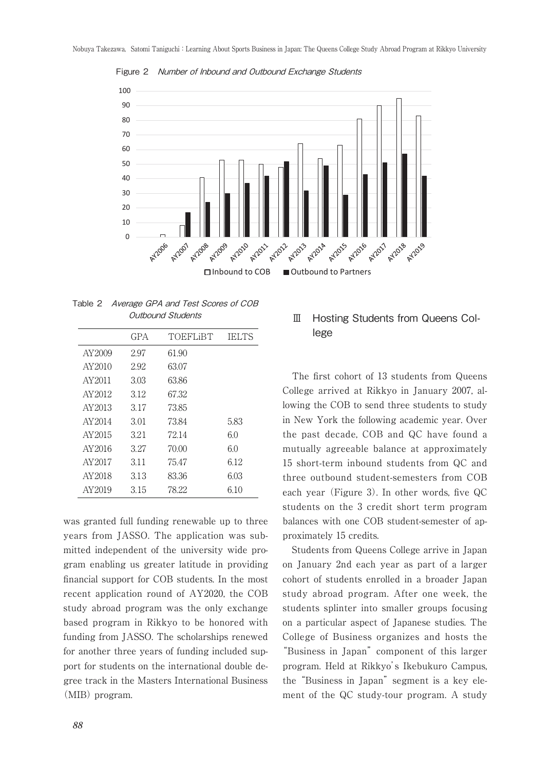Figure 2 *Number of Inbound and Outbound Exchange Students*

Table 2 *Average GPA and Test Scores of COB Outbound Students*

| | GPA | TOEFLiBT | IELTS |
|---|---|---|---|
| AY2009 | 2.97 | 61.90 | |
| AY2010 | 2.92 | 63.07 | |
| AY2011 | 3.03 | 63.86 | |
| AY2012 | 3.12 | 67.32 | |
| AY2013 | 3.17 | 73.85 | |
| AY2014 | 3.01 | 73.84 | 5.83 |
| AY2015 | 3.21 | 72.14 | 6.0 |
| AY2016 | 3.27 | 70.00 | 6.0 |
| AY2017 | 3.11 | 75.47 | 6.12 |
| AY2018 | 3.13 | 83.36 | 6.03 |
| AY2019 | 3.15 | 78.22 | 6.10 |

was granted full funding renewable up to three years from JASSO. The application was submitted independent of the university wide program enabling us greater latitude in providing financial support for COB students. In the most recent application round of AY2020, the COB study abroad program was the only exchange based program in Rikkyo to be honored with funding from JASSO. The scholarships renewed for another three years of funding included support for students on the international double degree track in the Masters International Business (MIB) program.

## Ⅲ Hosting Students from Queens College

The first cohort of 13 students from Queens College arrived at Rikkyo in January 2007, allowing the COB to send three students to study in New York the following academic year. Over the past decade, COB and QC have found a mutually agreeable balance at approximately 15 short-term inbound students from QC and three outbound student-semesters from COB each year (Figure 3). In other words, five QC students on the 3 credit short term program balances with one COB student-semester of approximately 15 credits.

Students from Queens College arrive in Japan on January 2nd each year as part of a larger cohort of students enrolled in a broader Japan study abroad program. After one week, the students splinter into smaller groups focusing on a particular aspect of Japanese studies. The College of Business organizes and hosts the "Business in Japan" component of this larger program. Held at Rikkyo's Ikebukuro Campus, the "Business in Japan" segment is a key element of the QC study-tour program. A study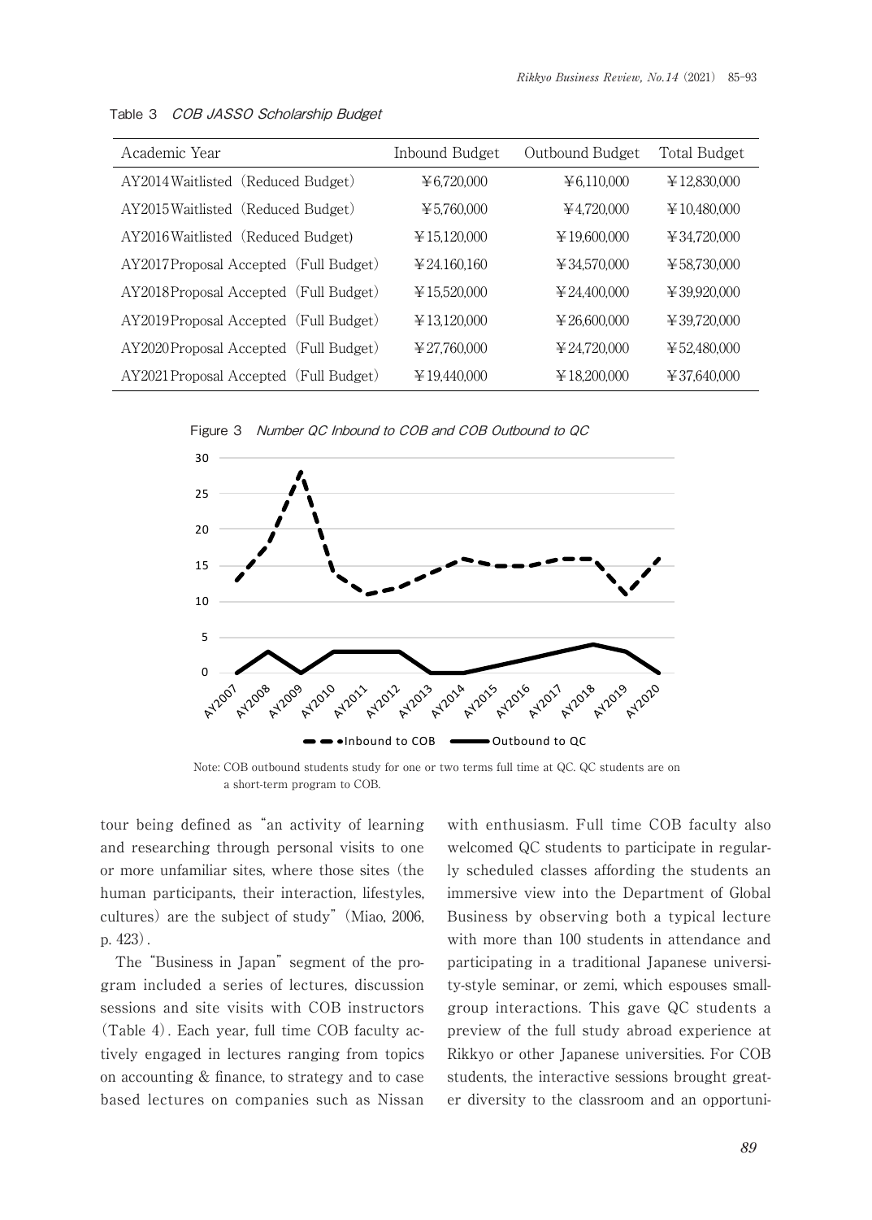Table 3 *COB JASSO Scholarship Budget*

| Academic Year | Inbound Budget | Outbound Budget | Total Budget |
|---|---|---|---|
| AY2014 Waitlisted (Reduced Budget) | ¥6,720,000 | ¥6,110,000 | ¥12,830,000 |
| AY2015 Waitlisted (Reduced Budget) | ¥5,760,000 | ¥4,720,000 | ¥10,480,000 |
| AY2016 Waitlisted (Reduced Budget) | ¥15,120,000 | ¥19,600,000 | ¥34,720,000 |
| AY2017 Proposal Accepted (Full Budget) | ¥24,160,160 | ¥34,570,000 | ¥58,730,000 |
| AY2018 Proposal Accepted (Full Budget) | ¥15,520,000 | ¥24,400,000 | ¥39,920,000 |
| AY2019 Proposal Accepted (Full Budget) | ¥13,120,000 | ¥26,600,000 | ¥39,720,000 |
| AY2020 Proposal Accepted (Full Budget) | ¥27,760,000 | ¥24,720,000 | ¥52,480,000 |
| AY2021 Proposal Accepted (Full Budget) | ¥19,440,000 | ¥18,200,000 | ¥37,640,000 |

Figure 3 *Number QC Inbound to COB and COB Outbound to QC*

Note: COB outbound students study for one or two terms full time at QC. QC students are on a short-term program to COB.

tour being defined as "an activity of learning and researching through personal visits to one or more unfamiliar sites, where those sites (the human participants, their interaction, lifestyles, cultures) are the subject of study" (Miao, 2006, p. 423).

The "Business in Japan" segment of the program included a series of lectures, discussion sessions and site visits with COB instructors (Table 4). Each year, full time COB faculty actively engaged in lectures ranging from topics on accounting & finance, to strategy and to case based lectures on companies such as Nissan with enthusiasm. Full time COB faculty also welcomed QC students to participate in regularly scheduled classes affording the students an immersive view into the Department of Global Business by observing both a typical lecture with more than 100 students in attendance and participating in a traditional Japanese university-style seminar, or zemi, which espouses small-group interactions. This gave QC students a preview of the full study abroad experience at Rikkyo or other Japanese universities. For COB students, the interactive sessions brought greater diversity to the classroom and an opportuni-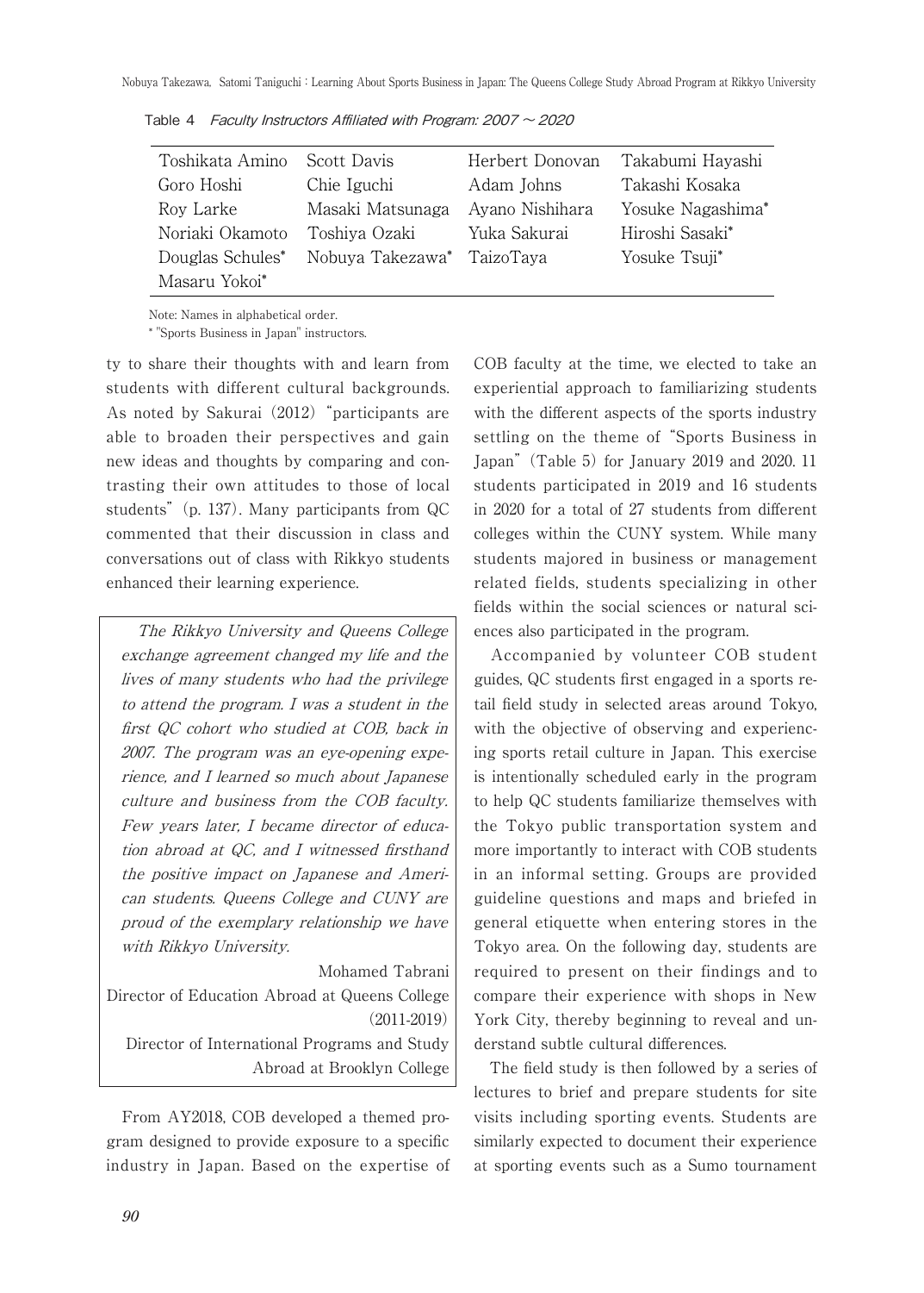Table 4 *Faculty Instructors Affiliated with Program: 2007 ~ 2020*

| | | | |
|---|---|---|---|
| Toshikata Amino | Scott Davis | Herbert Donovan | Takabumi Hayashi |
| Goro Hoshi | Chie Iguchi | Adam Johns | Takashi Kosaka |
| Roy Larke | Masaki Matsunaga | Ayano Nishihara | Yosuke Nagashima* |
| Noriaki Okamoto | Toshiya Ozaki | Yuka Sakurai | Hiroshi Sasaki* |
| Douglas Schules* | Nobuya Takezawa* | TaizoTaya | Yosuke Tsuji* |
| Masaru Yokoi* | | | |

Note: Names in alphabetical order.

* "Sports Business in Japan" instructors.

ty to share their thoughts with and learn from students with different cultural backgrounds. As noted by Sakurai (2012) "participants are able to broaden their perspectives and gain new ideas and thoughts by comparing and contrasting their own attitudes to those of local students" (p. 137). Many participants from QC commented that their discussion in class and conversations out of class with Rikkyo students enhanced their learning experience.

> *The Rikkyo University and Queens College exchange agreement changed my life and the lives of many students who had the privilege to attend the program. I was a student in the first QC cohort who studied at COB, back in 2007. The program was an eye-opening experience, and I learned so much about Japanese culture and business from the COB faculty. Few years later, I became director of education abroad at QC, and I witnessed firsthand the positive impact on Japanese and American students. Queens College and CUNY are proud of the exemplary relationship we have with Rikkyo University.*
>
> Mohamed Tabrani
> Director of Education Abroad at Queens College (2011-2019)
> Director of International Programs and Study Abroad at Brooklyn College

From AY2018, COB developed a themed program designed to provide exposure to a specific industry in Japan. Based on the expertise of COB faculty at the time, we elected to take an experiential approach to familiarizing students with the different aspects of the sports industry settling on the theme of "Sports Business in Japan" (Table 5) for January 2019 and 2020. 11 students participated in 2019 and 16 students in 2020 for a total of 27 students from different colleges within the CUNY system. While many students majored in business or management related fields, students specializing in other fields within the social sciences or natural sciences also participated in the program.

Accompanied by volunteer COB student guides, QC students first engaged in a sports retail field study in selected areas around Tokyo, with the objective of observing and experiencing sports retail culture in Japan. This exercise is intentionally scheduled early in the program to help QC students familiarize themselves with the Tokyo public transportation system and more importantly to interact with COB students in an informal setting. Groups are provided guideline questions and maps and briefed in general etiquette when entering stores in the Tokyo area. On the following day, students are required to present on their findings and to compare their experience with shops in New York City, thereby beginning to reveal and understand subtle cultural differences.

The field study is then followed by a series of lectures to brief and prepare students for site visits including sporting events. Students are similarly expected to document their experience at sporting events such as a Sumo tournament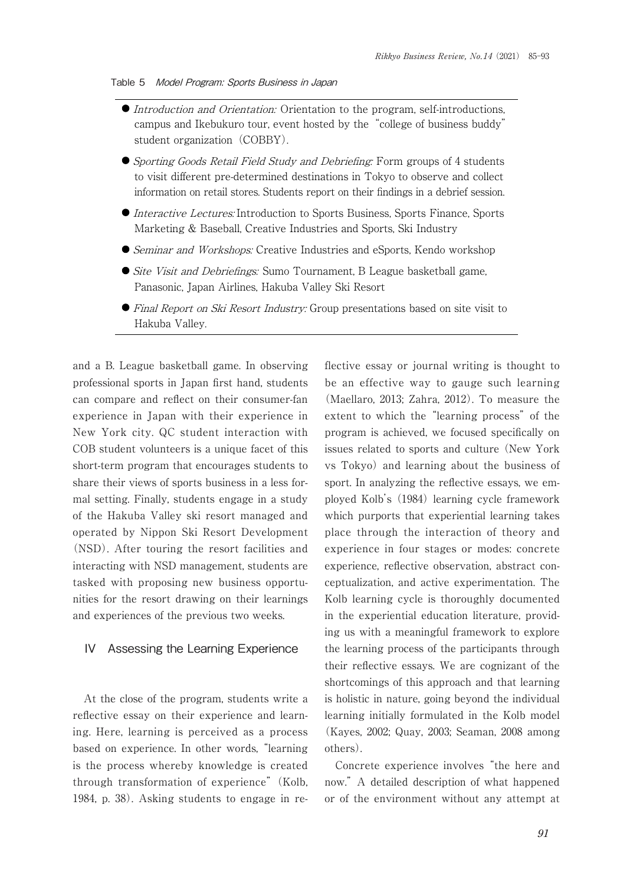Table 5 *Model Program: Sports Business in Japan*

- *Introduction and Orientation:* Orientation to the program, self-introductions, campus and Ikebukuro tour, event hosted by the "college of business buddy" student organization (COBBY).
- *Sporting Goods Retail Field Study and Debriefing:* Form groups of 4 students to visit different pre-determined destinations in Tokyo to observe and collect information on retail stores. Students report on their findings in a debrief session.
- *Interactive Lectures:* Introduction to Sports Business, Sports Finance, Sports Marketing & Baseball, Creative Industries and Sports, Ski Industry
- *Seminar and Workshops:* Creative Industries and eSports, Kendo workshop
- *Site Visit and Debriefings:* Sumo Tournament, B League basketball game, Panasonic, Japan Airlines, Hakuba Valley Ski Resort
- *Final Report on Ski Resort Industry:* Group presentations based on site visit to Hakuba Valley.

and a B. League basketball game. In observing professional sports in Japan first hand, students can compare and reflect on their consumer-fan experience in Japan with their experience in New York city. QC student interaction with COB student volunteers is a unique facet of this short-term program that encourages students to share their views of sports business in a less formal setting. Finally, students engage in a study of the Hakuba Valley ski resort managed and operated by Nippon Ski Resort Development (NSD). After touring the resort facilities and interacting with NSD management, students are tasked with proposing new business opportunities for the resort drawing on their learnings and experiences of the previous two weeks.

## IV Assessing the Learning Experience

At the close of the program, students write a reflective essay on their experience and learning. Here, learning is perceived as a process based on experience. In other words, "learning is the process whereby knowledge is created through transformation of experience" (Kolb, 1984, p. 38). Asking students to engage in reflective essay or journal writing is thought to be an effective way to gauge such learning (Maellaro, 2013; Zahra, 2012). To measure the extent to which the "learning process" of the program is achieved, we focused specifically on issues related to sports and culture (New York vs Tokyo) and learning about the business of sport. In analyzing the reflective essays, we employed Kolb's (1984) learning cycle framework which purports that experiential learning takes place through the interaction of theory and experience in four stages or modes: concrete experience, reflective observation, abstract conceptualization, and active experimentation. The Kolb learning cycle is thoroughly documented in the experiential education literature, providing us with a meaningful framework to explore the learning process of the participants through their reflective essays. We are cognizant of the shortcomings of this approach and that learning is holistic in nature, going beyond the individual learning initially formulated in the Kolb model (Kayes, 2002; Quay, 2003; Seaman, 2008 among others).

Concrete experience involves "the here and now." A detailed description of what happened or of the environment without any attempt at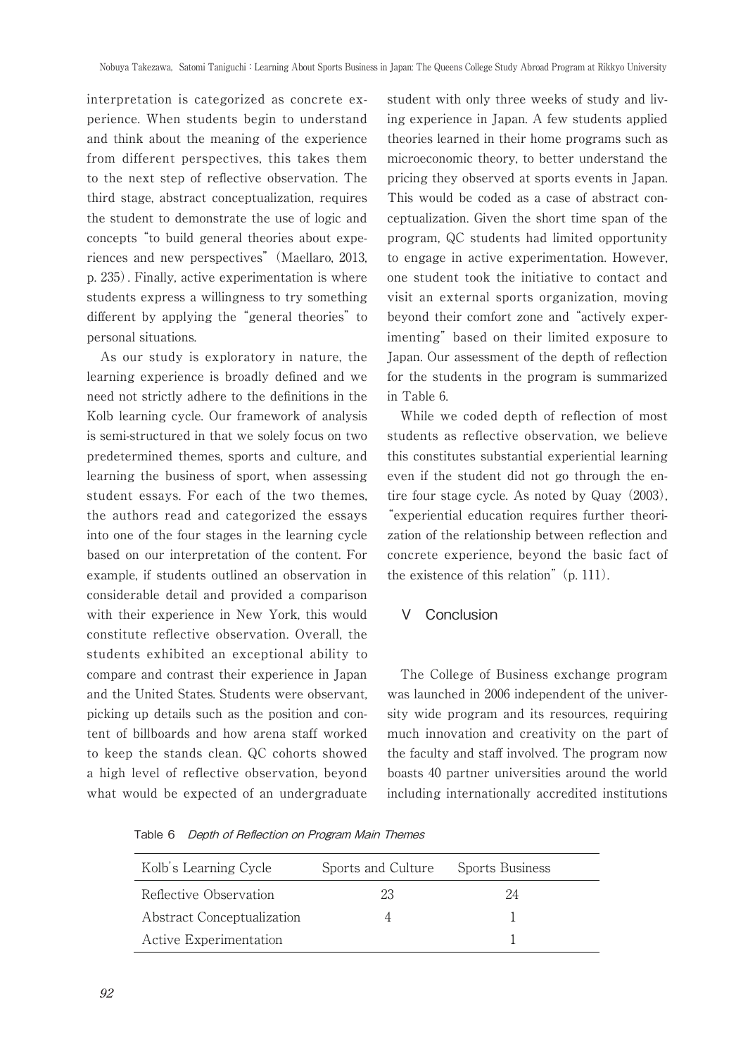interpretation is categorized as concrete experience. When students begin to understand and think about the meaning of the experience from different perspectives, this takes them to the next step of reflective observation. The third stage, abstract conceptualization, requires the student to demonstrate the use of logic and concepts "to build general theories about experiences and new perspectives" (Maellaro, 2013, p. 235). Finally, active experimentation is where students express a willingness to try something different by applying the "general theories" to personal situations.

As our study is exploratory in nature, the learning experience is broadly defined and we need not strictly adhere to the definitions in the Kolb learning cycle. Our framework of analysis is semi-structured in that we solely focus on two predetermined themes, sports and culture, and learning the business of sport, when assessing student essays. For each of the two themes, the authors read and categorized the essays into one of the four stages in the learning cycle based on our interpretation of the content. For example, if students outlined an observation in considerable detail and provided a comparison with their experience in New York, this would constitute reflective observation. Overall, the students exhibited an exceptional ability to compare and contrast their experience in Japan and the United States. Students were observant, picking up details such as the position and content of billboards and how arena staff worked to keep the stands clean. QC cohorts showed a high level of reflective observation, beyond what would be expected of an undergraduate student with only three weeks of study and living experience in Japan. A few students applied theories learned in their home programs such as microeconomic theory, to better understand the pricing they observed at sports events in Japan. This would be coded as a case of abstract conceptualization. Given the short time span of the program, QC students had limited opportunity to engage in active experimentation. However, one student took the initiative to contact and visit an external sports organization, moving beyond their comfort zone and "actively experimenting" based on their limited exposure to Japan. Our assessment of the depth of reflection for the students in the program is summarized in Table 6.

While we coded depth of reflection of most students as reflective observation, we believe this constitutes substantial experiential learning even if the student did not go through the entire four stage cycle. As noted by Quay (2003), "experiential education requires further theorization of the relationship between reflection and concrete experience, beyond the basic fact of the existence of this relation" (p. 111).

## V Conclusion

The College of Business exchange program was launched in 2006 independent of the university wide program and its resources, requiring much innovation and creativity on the part of the faculty and staff involved. The program now boasts 40 partner universities around the world including internationally accredited institutions

Table 6 *Depth of Reflection on Program Main Themes*

| Kolb's Learning Cycle | Sports and Culture | Sports Business |
|---|---|---|
| Reflective Observation | 23 | 24 |
| Abstract Conceptualization | 4 | 1 |
| Active Experimentation | | 1 |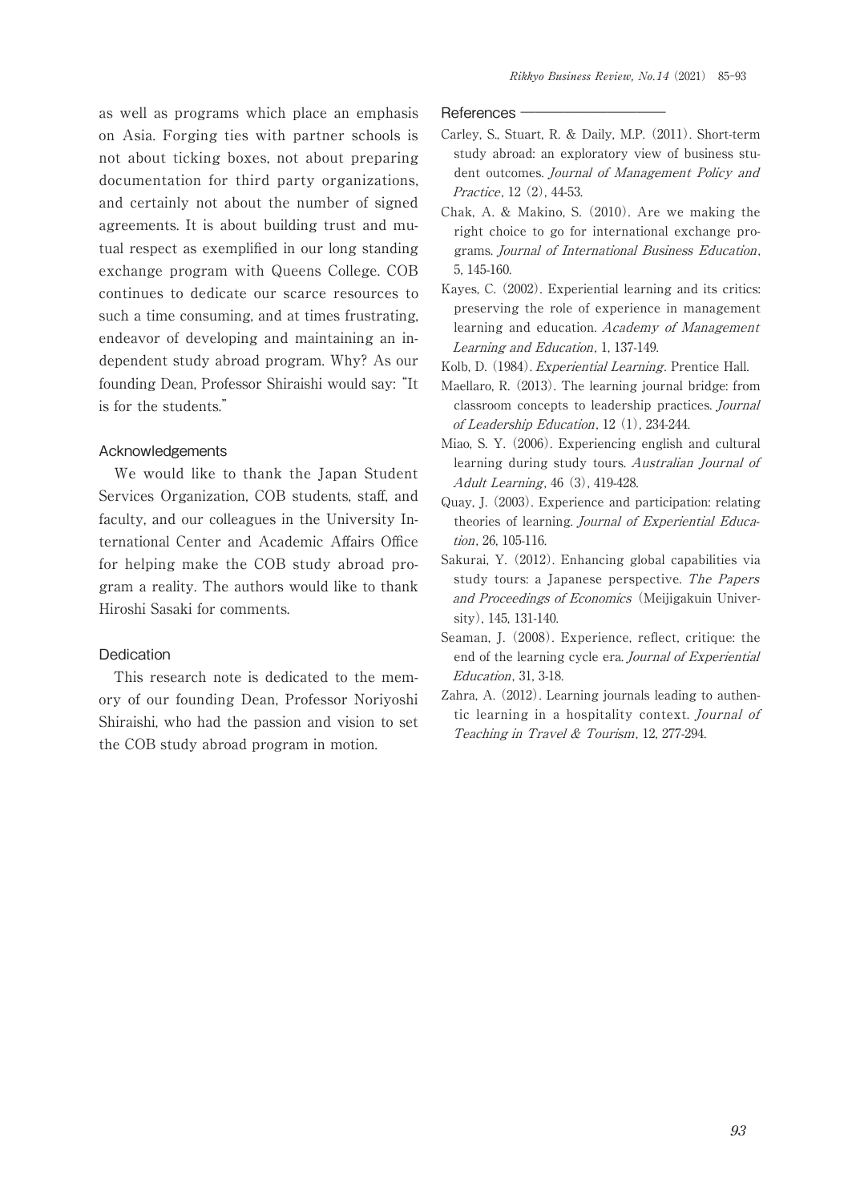as well as programs which place an emphasis on Asia. Forging ties with partner schools is not about ticking boxes, not about preparing documentation for third party organizations, and certainly not about the number of signed agreements. It is about building trust and mutual respect as exemplified in our long standing exchange program with Queens College. COB continues to dedicate our scarce resources to such a time consuming, and at times frustrating, endeavor of developing and maintaining an independent study abroad program. Why? As our founding Dean, Professor Shiraishi would say: "It is for the students."

## Acknowledgements

We would like to thank the Japan Student Services Organization, COB students, staff, and faculty, and our colleagues in the University International Center and Academic Affairs Office for helping make the COB study abroad program a reality. The authors would like to thank Hiroshi Sasaki for comments.

## Dedication

This research note is dedicated to the memory of our founding Dean, Professor Noriyoshi Shiraishi, who had the passion and vision to set the COB study abroad program in motion.

## References

Carley, S., Stuart, R. & Daily, M.P. (2011). Short-term study abroad: an exploratory view of business student outcomes. *Journal of Management Policy and Practice*, 12 (2), 44-53.

Chak, A. & Makino, S. (2010). Are we making the right choice to go for international exchange programs. *Journal of International Business Education*, 5, 145-160.

Kayes, C. (2002). Experiential learning and its critics: preserving the role of experience in management learning and education. *Academy of Management Learning and Education*, 1, 137-149.

Kolb, D. (1984). *Experiential Learning*. Prentice Hall.

Maellaro, R. (2013). The learning journal bridge: from classroom concepts to leadership practices. *Journal of Leadership Education*, 12 (1), 234-244.

Miao, S. Y. (2006). Experiencing english and cultural learning during study tours. *Australian Journal of Adult Learning*, 46 (3), 419-428.

Quay, J. (2003). Experience and participation: relating theories of learning. *Journal of Experiential Education*, 26, 105-116.

Sakurai, Y. (2012). Enhancing global capabilities via study tours: a Japanese perspective. *The Papers and Proceedings of Economics* (Meijigakuin University), 145, 131-140.

Seaman, J. (2008). Experience, reflect, critique: the end of the learning cycle era. *Journal of Experiential Education*, 31, 3-18.

Zahra, A. (2012). Learning journals leading to authentic learning in a hospitality context. *Journal of Teaching in Travel & Tourism*, 12, 277-294.